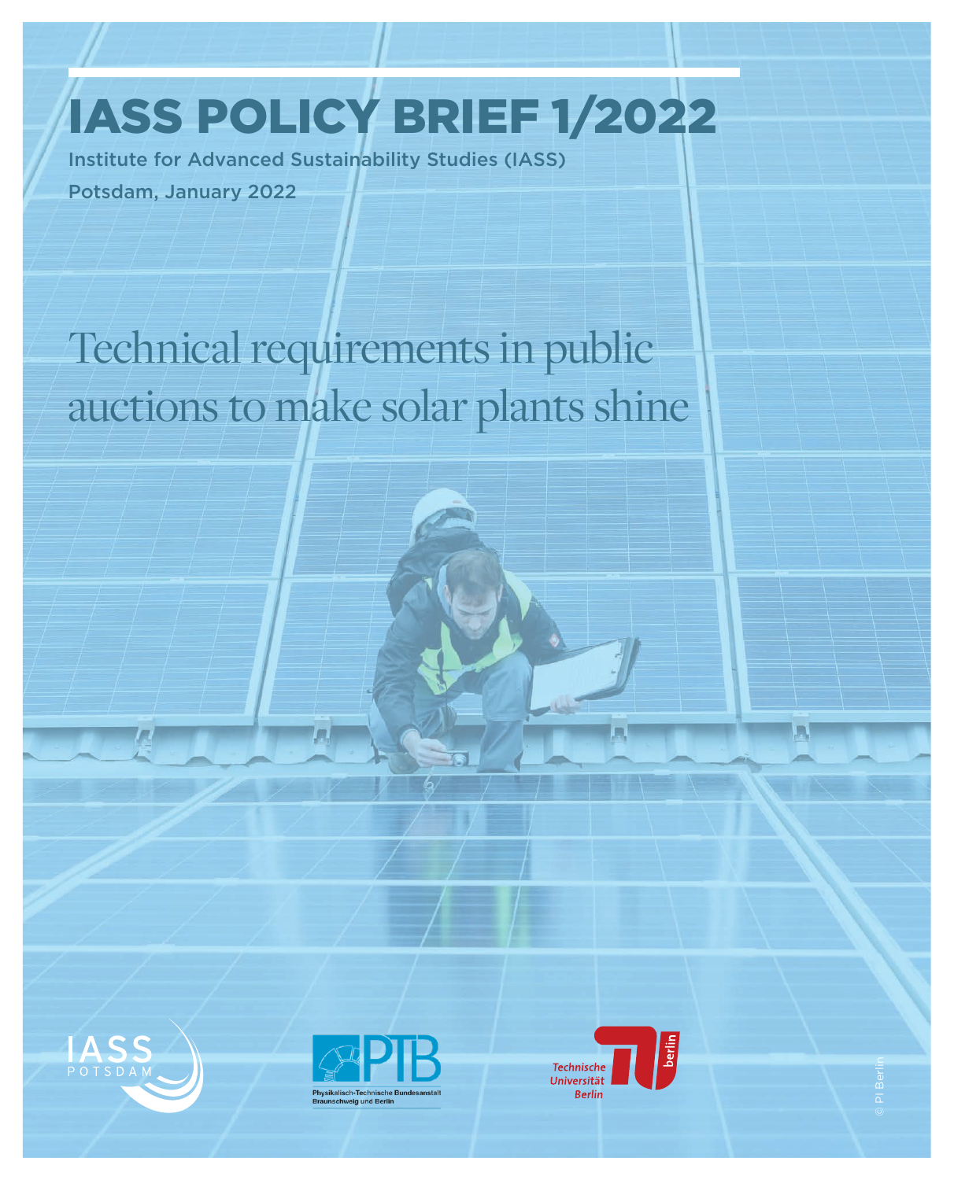# IASS POLICY BRIEF 1/2022

Institute for Advanced Sustainability Studies (IASS)

Potsdam, January 2022

## Technical requirements in public auctions to make solar plants shine

© PI Berlin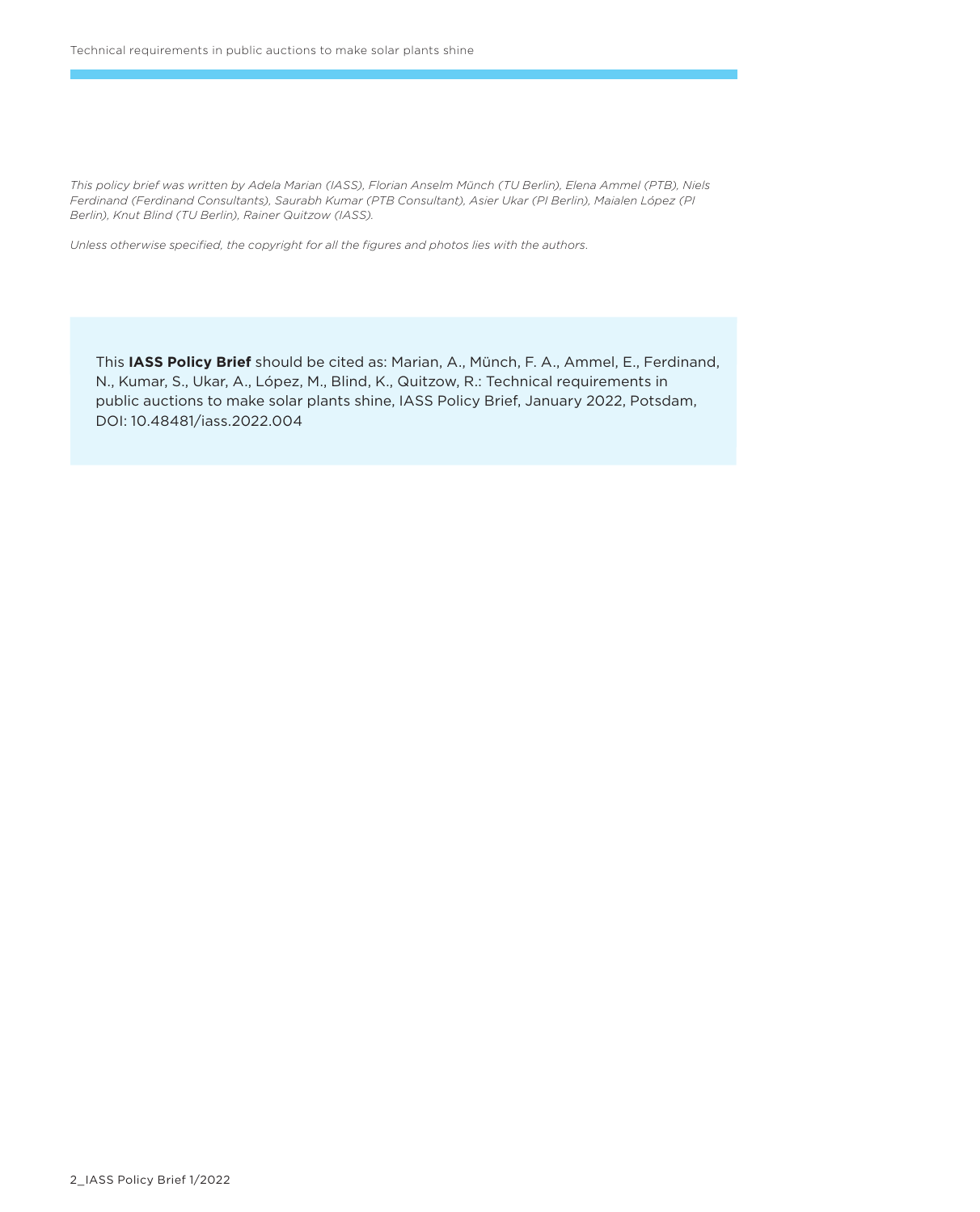*This policy brief was written by Adela Marian (IASS), Florian Anselm Münch (TU Berlin), Elena Ammel (PTB), Niels Ferdinand (Ferdinand Consultants), Saurabh Kumar (PTB Consultant), Asier Ukar (PI Berlin), Maialen López (PI Berlin), Knut Blind (TU Berlin), Rainer Quitzow (IASS).*

*Unless otherwise specified, the copyright for all the figures and photos lies with the authors.*

This **IASS Policy Brief** should be cited as: Marian, A., Münch, F. A., Ammel, E., Ferdinand, N., Kumar, S., Ukar, A., López, M., Blind, K., Quitzow, R.: Technical requirements in public auctions to make solar plants shine, IASS Policy Brief, January 2022, Potsdam, DOI: 10.48481/iass.2022.004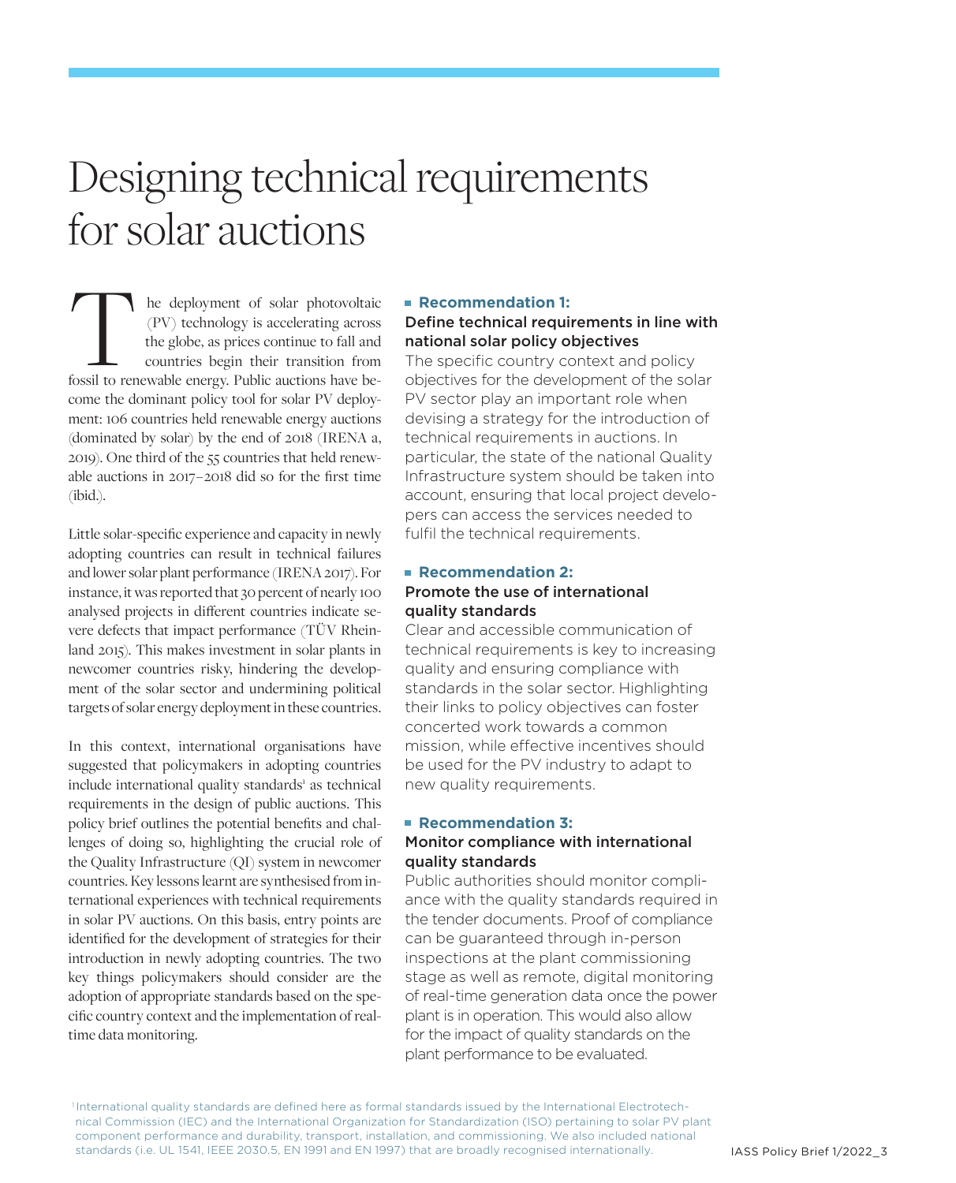# Designing technical requirements for solar auctions

The deployment of solar photovoltaic (PV) technology is accelerating across the globe, as prices continue to fall and countries begin their transition from fossil to renewable energy. Public auctions have become the dominant policy tool for solar PV deployment: 106 countries held renewable energy auctions (dominated by solar) by the end of 2018 (IRENA a, 2019). One third of the 55 countries that held renewable auctions in 2017–2018 did so for the first time (ibid.).

Little solar-specific experience and capacity in newly adopting countries can result in technical failures and lower solar plant performance (IRENA 2017). For instance, it was reported that 30 percent of nearly 100 analysed projects in different countries indicate severe defects that impact performance (TÜV Rheinland 2015). This makes investment in solar plants in newcomer countries risky, hindering the development of the solar sector and undermining political targets of solar energy deployment in these countries.

In this context, international organisations have suggested that policymakers in adopting countries include international quality standards[1] as technical requirements in the design of public auctions. This policy brief outlines the potential benefits and challenges of doing so, highlighting the crucial role of the Quality Infrastructure (QI) system in newcomer countries. Key lessons learnt are synthesised from international experiences with technical requirements in solar PV auctions. On this basis, entry points are identified for the development of strategies for their introduction in newly adopting countries. The two key things policymakers should consider are the adoption of appropriate standards based on the specific country context and the implementation of real-time data monitoring.

**Recommendation 1:**

**Define technical requirements in line with national solar policy objectives**

The specific country context and policy objectives for the development of the solar PV sector play an important role when devising a strategy for the introduction of technical requirements in auctions. In particular, the state of the national Quality Infrastructure system should be taken into account, ensuring that local project developers can access the services needed to fulfil the technical requirements.

**Recommendation 2:**

**Promote the use of international quality standards**

Clear and accessible communication of technical requirements is key to increasing quality and ensuring compliance with standards in the solar sector. Highlighting their links to policy objectives can foster concerted work towards a common mission, while effective incentives should be used for the PV industry to adapt to new quality requirements.

**Recommendation 3:**

**Monitor compliance with international quality standards**

Public authorities should monitor compliance with the quality standards required in the tender documents. Proof of compliance can be guaranteed through in-person inspections at the plant commissioning stage as well as remote, digital monitoring of real-time generation data once the power plant is in operation. This would also allow for the impact of quality standards on the plant performance to be evaluated.

[1] International quality standards are defined here as formal standards issued by the International Electrotechnical Commission (IEC) and the International Organization for Standardization (ISO) pertaining to solar PV plant component performance and durability, transport, installation, and commissioning. We also included national standards (i.e. UL 1541, IEEE 2030.5, EN 1991 and EN 1997) that are broadly recognised internationally.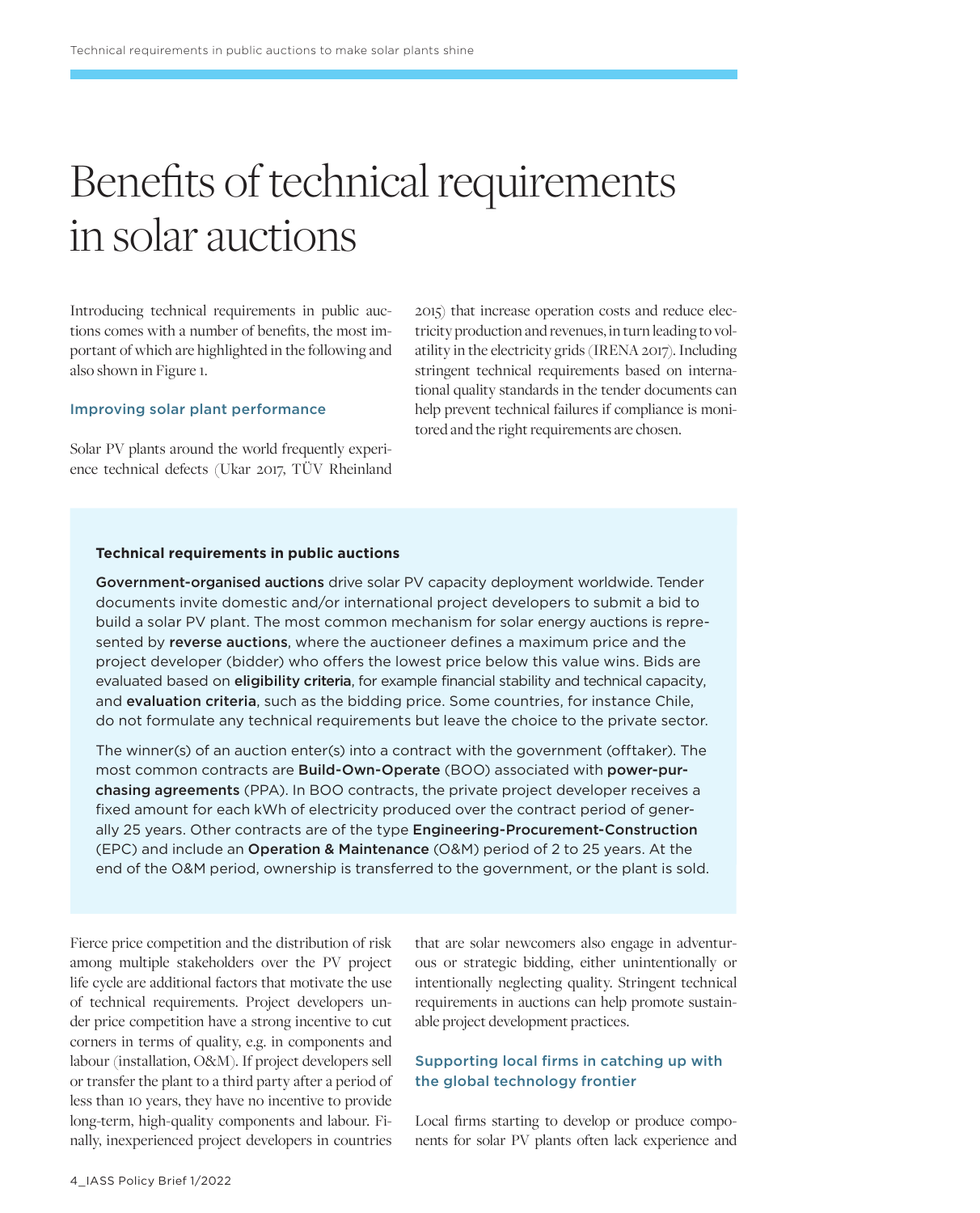# Benefits of technical requirements in solar auctions

Introducing technical requirements in public auctions comes with a number of benefits, the most important of which are highlighted in the following and also shown in Figure 1.

### Improving solar plant performance

Solar PV plants around the world frequently experience technical defects (Ukar 2017, TÜV Rheinland 2015) that increase operation costs and reduce electricity production and revenues, in turn leading to volatility in the electricity grids (IRENA 2017). Including stringent technical requirements based on international quality standards in the tender documents can help prevent technical failures if compliance is monitored and the right requirements are chosen.

**Technical requirements in public auctions**

**Government-organised auctions** drive solar PV capacity deployment worldwide. Tender documents invite domestic and/or international project developers to submit a bid to build a solar PV plant. The most common mechanism for solar energy auctions is represented by **reverse auctions**, where the auctioneer defines a maximum price and the project developer (bidder) who offers the lowest price below this value wins. Bids are evaluated based on **eligibility criteria**, for example financial stability and technical capacity, and **evaluation criteria**, such as the bidding price. Some countries, for instance Chile, do not formulate any technical requirements but leave the choice to the private sector.

The winner(s) of an auction enter(s) into a contract with the government (offtaker). The most common contracts are **Build-Own-Operate** (BOO) associated with **power-purchasing agreements** (PPA). In BOO contracts, the private project developer receives a fixed amount for each kWh of electricity produced over the contract period of generally 25 years. Other contracts are of the type **Engineering-Procurement-Construction** (EPC) and include an **Operation & Maintenance** (O&M) period of 2 to 25 years. At the end of the O&M period, ownership is transferred to the government, or the plant is sold.

Fierce price competition and the distribution of risk among multiple stakeholders over the PV project life cycle are additional factors that motivate the use of technical requirements. Project developers under price competition have a strong incentive to cut corners in terms of quality, e.g. in components and labour (installation, O&M). If project developers sell or transfer the plant to a third party after a period of less than 10 years, they have no incentive to provide long-term, high-quality components and labour. Finally, inexperienced project developers in countries that are solar newcomers also engage in adventurous or strategic bidding, either unintentionally or intentionally neglecting quality. Stringent technical requirements in auctions can help promote sustainable project development practices.

### Supporting local firms in catching up with the global technology frontier

Local firms starting to develop or produce components for solar PV plants often lack experience and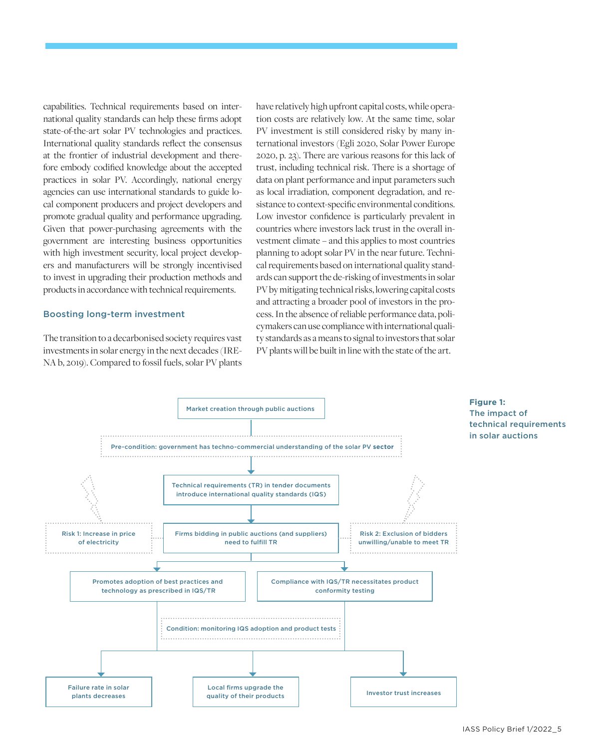capabilities. Technical requirements based on international quality standards can help these firms adopt state-of-the-art solar PV technologies and practices. International quality standards reflect the consensus at the frontier of industrial development and therefore embody codified knowledge about the accepted practices in solar PV. Accordingly, national energy agencies can use international standards to guide local component producers and project developers and promote gradual quality and performance upgrading. Given that power-purchasing agreements with the government are interesting business opportunities with high investment security, local project developers and manufacturers will be strongly incentivised to invest in upgrading their production methods and products in accordance with technical requirements.

### Boosting long-term investment

The transition to a decarbonised society requires vast investments in solar energy in the next decades (IRENA b, 2019). Compared to fossil fuels, solar PV plants have relatively high upfront capital costs, while operation costs are relatively low. At the same time, solar PV investment is still considered risky by many international investors (Egli 2020, Solar Power Europe 2020, p. 23). There are various reasons for this lack of trust, including technical risk. There is a shortage of data on plant performance and input parameters such as local irradiation, component degradation, and resistance to context-specific environmental conditions. Low investor confidence is particularly prevalent in countries where investors lack trust in the overall investment climate – and this applies to most countries planning to adopt solar PV in the near future. Technical requirements based on international quality standards can support the de-risking of investments in solar PV by mitigating technical risks, lowering capital costs and attracting a broader pool of investors in the process. In the absence of reliable performance data, policymakers can use compliance with international quality standards as a means to signal to investors that solar PV plants will be built in line with the state of the art.

Market creation through public auctions

Pre-condition: government has techno-commercial understanding of the solar PV sector

Technical requirements (TR) in tender documents introduce international quality standards (IQS)

Risk 1: Increase in price of electricity

Firms bidding in public auctions (and suppliers) need to fulfill TR

Risk 2: Exclusion of bidders unwilling/unable to meet TR

Promotes adoption of best practices and technology as prescribed in IQS/TR

Compliance with IQS/TR necessitates product conformity testing

Condition: monitoring IQS adoption and product tests

Failure rate in solar plants decreases

Local firms upgrade the quality of their products

Investor trust increases

**Figure 1:**
**The impact of technical requirements in solar auctions**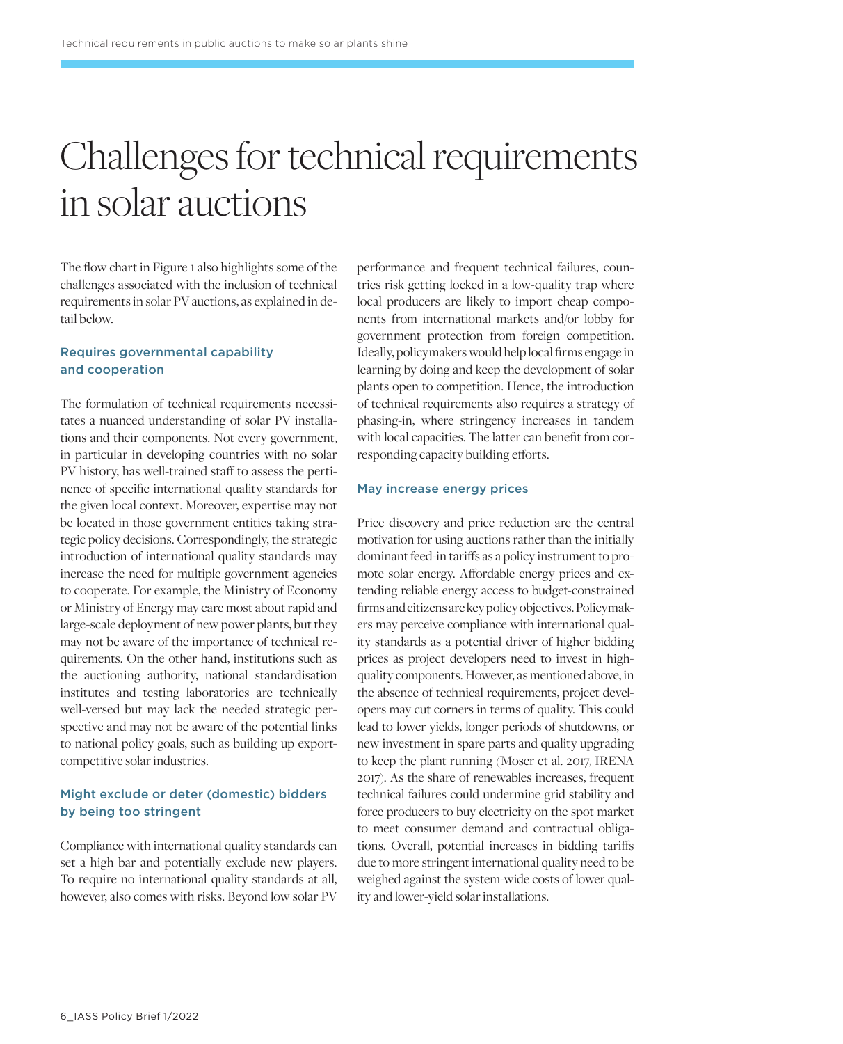# Challenges for technical requirements in solar auctions

The flow chart in Figure 1 also highlights some of the challenges associated with the inclusion of technical requirements in solar PV auctions, as explained in detail below.

### Requires governmental capability and cooperation

The formulation of technical requirements necessitates a nuanced understanding of solar PV installations and their components. Not every government, in particular in developing countries with no solar PV history, has well-trained staff to assess the pertinence of specific international quality standards for the given local context. Moreover, expertise may not be located in those government entities taking strategic policy decisions. Correspondingly, the strategic introduction of international quality standards may increase the need for multiple government agencies to cooperate. For example, the Ministry of Economy or Ministry of Energy may care most about rapid and large-scale deployment of new power plants, but they may not be aware of the importance of technical requirements. On the other hand, institutions such as the auctioning authority, national standardisation institutes and testing laboratories are technically well-versed but may lack the needed strategic perspective and may not be aware of the potential links to national policy goals, such as building up export-competitive solar industries.

### Might exclude or deter (domestic) bidders by being too stringent

Compliance with international quality standards can set a high bar and potentially exclude new players. To require no international quality standards at all, however, also comes with risks. Beyond low solar PV performance and frequent technical failures, countries risk getting locked in a low-quality trap where local producers are likely to import cheap components from international markets and/or lobby for government protection from foreign competition. Ideally, policymakers would help local firms engage in learning by doing and keep the development of solar plants open to competition. Hence, the introduction of technical requirements also requires a strategy of phasing-in, where stringency increases in tandem with local capacities. The latter can benefit from corresponding capacity building efforts.

### May increase energy prices

Price discovery and price reduction are the central motivation for using auctions rather than the initially dominant feed-in tariffs as a policy instrument to promote solar energy. Affordable energy prices and extending reliable energy access to budget-constrained firms and citizens are key policy objectives. Policymakers may perceive compliance with international quality standards as a potential driver of higher bidding prices as project developers need to invest in high-quality components. However, as mentioned above, in the absence of technical requirements, project developers may cut corners in terms of quality. This could lead to lower yields, longer periods of shutdowns, or new investment in spare parts and quality upgrading to keep the plant running (Moser et al. 2017, IRENA 2017). As the share of renewables increases, frequent technical failures could undermine grid stability and force producers to buy electricity on the spot market to meet consumer demand and contractual obligations. Overall, potential increases in bidding tariffs due to more stringent international quality need to be weighed against the system-wide costs of lower quality and lower-yield solar installations.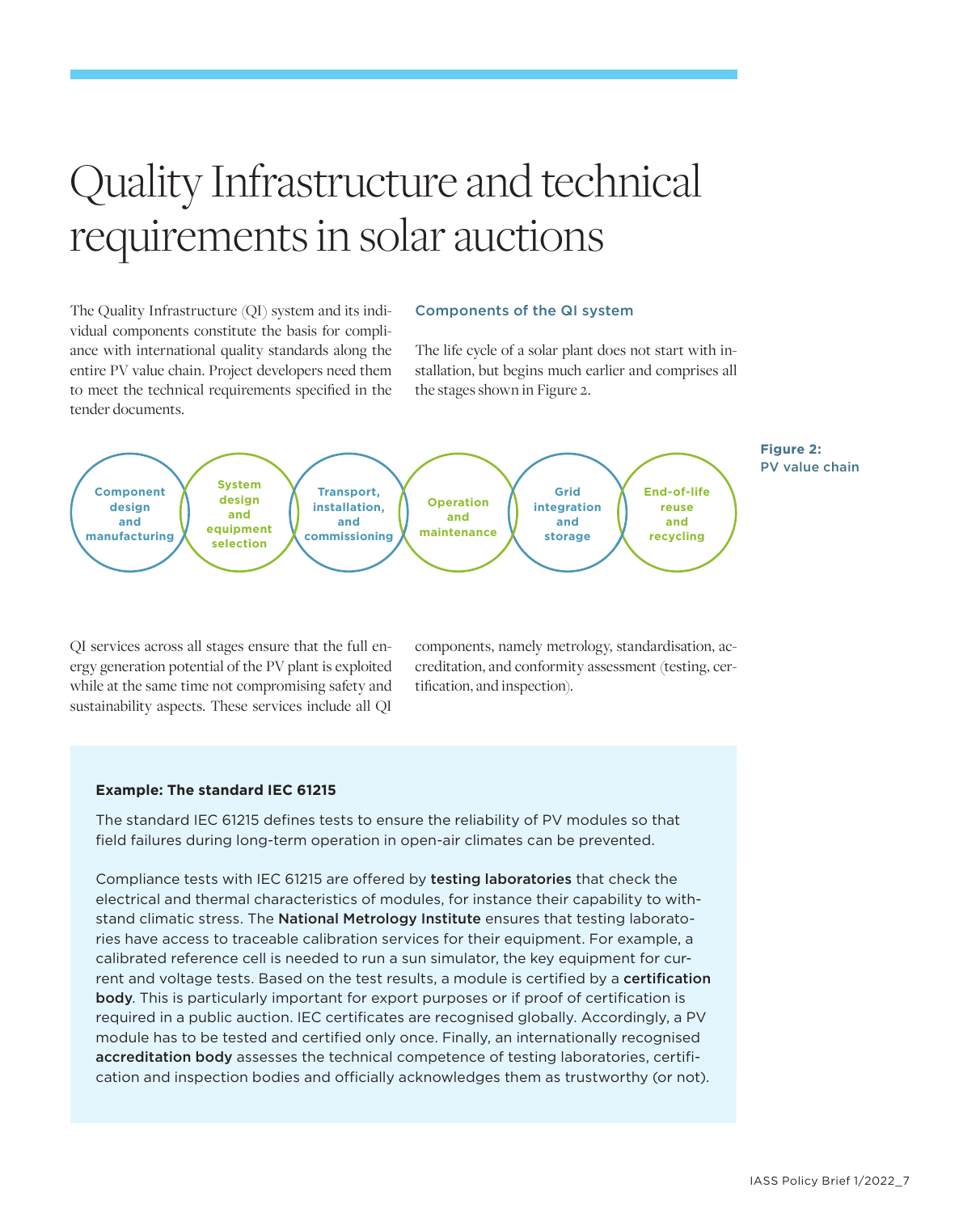# Quality Infrastructure and technical requirements in solar auctions

The Quality Infrastructure (QI) system and its individual components constitute the basis for compliance with international quality standards along the entire PV value chain. Project developers need them to meet the technical requirements specified in the tender documents.

### Components of the QI system

The life cycle of a solar plant does not start with installation, but begins much earlier and comprises all the stages shown in Figure 2.

Component design and manufacturing → System design and equipment selection → Transport, installation, and commissioning → Operation and maintenance → Grid integration and storage → End-of-life reuse and recycling

**Figure 2: PV value chain**

QI services across all stages ensure that the full energy generation potential of the PV plant is exploited while at the same time not compromising safety and sustainability aspects. These services include all QI components, namely metrology, standardisation, accreditation, and conformity assessment (testing, certification, and inspection).

**Example: The standard IEC 61215**

The standard IEC 61215 defines tests to ensure the reliability of PV modules so that field failures during long-term operation in open-air climates can be prevented.

Compliance tests with IEC 61215 are offered by **testing laboratories** that check the electrical and thermal characteristics of modules, for instance their capability to withstand climatic stress. The **National Metrology Institute** ensures that testing laboratories have access to traceable calibration services for their equipment. For example, a calibrated reference cell is needed to run a sun simulator, the key equipment for current and voltage tests. Based on the test results, a module is certified by a **certification body**. This is particularly important for export purposes or if proof of certification is required in a public auction. IEC certificates are recognised globally. Accordingly, a PV module has to be tested and certified only once. Finally, an internationally recognised **accreditation body** assesses the technical competence of testing laboratories, certification and inspection bodies and officially acknowledges them as trustworthy (or not).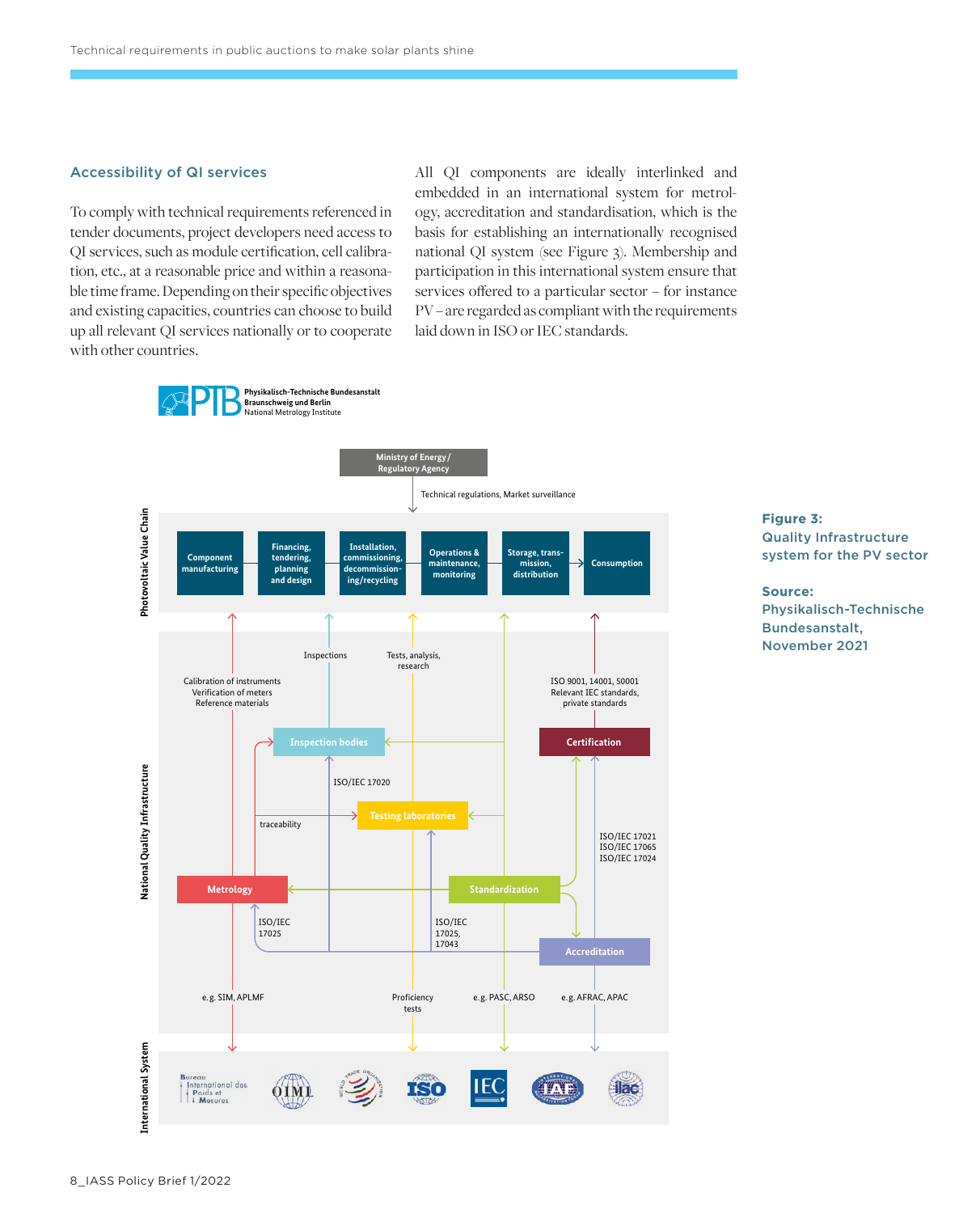## Accessibility of QI services

To comply with technical requirements referenced in tender documents, project developers need access to QI services, such as module certification, cell calibration, etc., at a reasonable price and within a reasonable time frame. Depending on their specific objectives and existing capacities, countries can choose to build up all relevant QI services nationally or to cooperate with other countries.

All QI components are ideally interlinked and embedded in an international system for metrology, accreditation and standardisation, which is the basis for establishing an internationally recognised national QI system (see Figure 3). Membership and participation in this international system ensure that services offered to a particular sector – for instance PV – are regarded as compliant with the requirements laid down in ISO or IEC standards.

PTB Physikalisch-Technische Bundesanstalt Braunschweig und Berlin National Metrology Institute

Ministry of Energy / Regulatory Agency

Technical regulations, Market surveillance

Photovoltaic Value Chain: Component manufacturing → Financing, tendering, planning and design → Installation, commissioning, decommissioning/recycling → Operations & maintenance, monitoring → Storage, transmission, distribution → Consumption

National Quality Infrastructure:

- Calibration of instruments, Verification of meters, Reference materials
- Inspections
- Tests, analysis, research
- ISO 9001, 14001, 50001, Relevant IEC standards, private standards
- Inspection bodies
- Certification
- ISO/IEC 17020
- Testing laboratories
- traceability
- ISO/IEC 17021, ISO/IEC 17065, ISO/IEC 17024
- Metrology
- Standardization
- ISO/IEC 17025
- ISO/IEC 17025, 17043
- Accreditation
- e.g. SIM, APLMF
- Proficiency tests
- e.g. PASC, ARSO
- e.g. AFRAC, APAC

International System: Bureau International des Poids et Mesures, OIML, World Trade Organization, ISO, IEC, IAF, ilac

**Figure 3:** Quality Infrastructure system for the PV sector

**Source:** Physikalisch-Technische Bundesanstalt, November 2021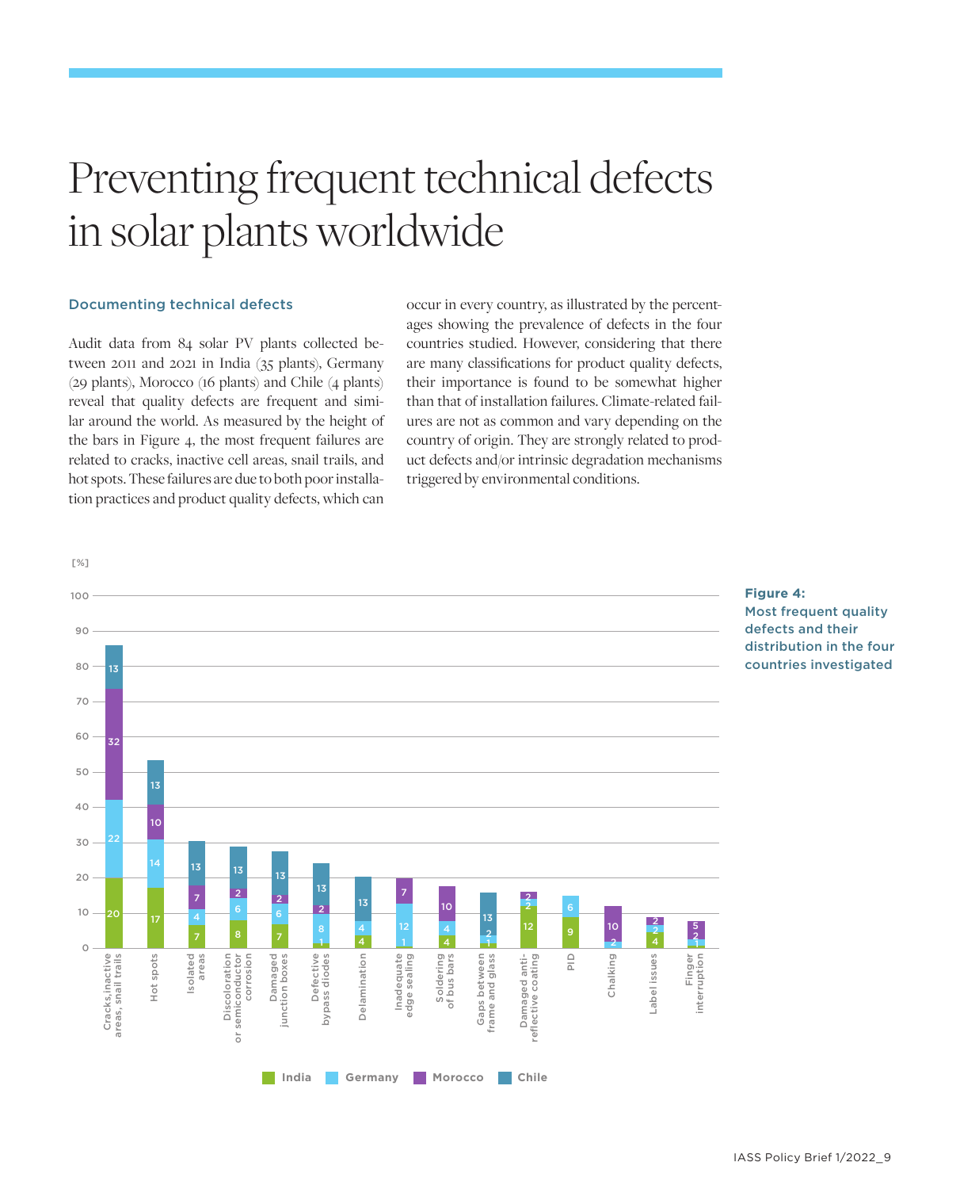# Preventing frequent technical defects in solar plants worldwide

## Documenting technical defects

Audit data from 84 solar PV plants collected between 2011 and 2021 in India (35 plants), Germany (29 plants), Morocco (16 plants) and Chile (4 plants) reveal that quality defects are frequent and similar around the world. As measured by the height of the bars in Figure 4, the most frequent failures are related to cracks, inactive cell areas, snail trails, and hot spots. These failures are due to both poor installation practices and product quality defects, which can occur in every country, as illustrated by the percentages showing the prevalence of defects in the four countries studied. However, considering that there are many classifications for product quality defects, their importance is found to be somewhat higher than that of installation failures. Climate-related failures are not as common and vary depending on the country of origin. They are strongly related to product defects and/or intrinsic degradation mechanisms triggered by environmental conditions.

| Defect [%] | India | Germany | Morocco | Chile |
|---|---|---|---|---|
| Cracks, inactive areas, snail trails | 20 | 22 | 32 | 13 |
| Hot spots | 17 | 14 | 10 | 13 |
| Isolated areas | 7 | 4 | 7 | 13 |
| Discoloration or semiconductor corrosion | 8 | 6 | 2 | 13 |
| Damaged junction boxes | 7 | 6 | 2 | 13 |
| Defective bypass diodes | 1 | 8 | 2 | 13 |
| Delamination | 4 | 4 | | 13 |
| Inadequate edge sealing | 1 | 12 | 7 | |
| Soldering of bus bars | 4 | 4 | 10 | |
| Gaps between frame and glass | 1 | 2 | | 13 |
| Damaged anti-reflective coating | 12 | 2 | 2 | |
| PID | 9 | 6 | | |
| Chalking | | 2 | 10 | |
| Label issues | 4 | 2 | 2 | |
| Finger interruption | 1 | 2 | 5 | |

**Figure 4:**
**Most frequent quality defects and their distribution in the four countries investigated**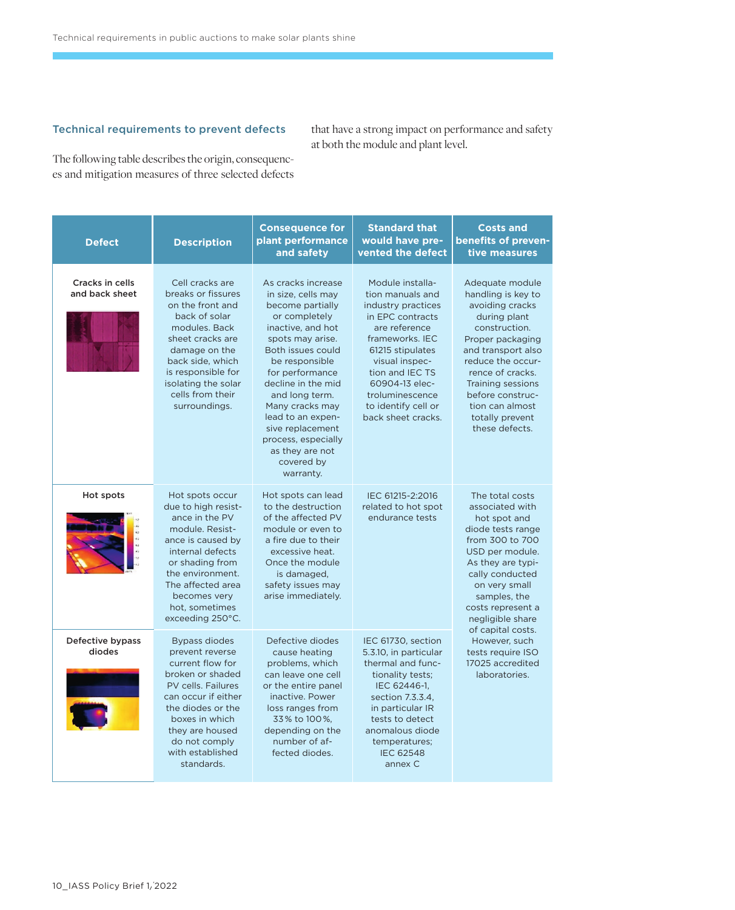### Technical requirements to prevent defects

The following table describes the origin, consequences and mitigation measures of three selected defects that have a strong impact on performance and safety at both the module and plant level.

| Defect | Description | Consequence for plant performance and safety | Standard that would have prevented the defect | Costs and benefits of preventive measures |
|---|---|---|---|---|
| Cracks in cells and back sheet | Cell cracks are breaks or fissures on the front and back of solar modules. Back sheet cracks are damage on the back side, which is responsible for isolating the solar cells from their surroundings. | As cracks increase in size, cells may become partially or completely inactive, and hot spots may arise. Both issues could be responsible for performance decline in the mid and long term. Many cracks may lead to an expensive replacement process, especially as they are not covered by warranty. | Module installation manuals and industry practices in EPC contracts are reference frameworks. IEC 61215 stipulates visual inspection and IEC TS 60904-13 electroluminescence to identify cell or back sheet cracks. | Adequate module handling is key to avoiding cracks during plant construction. Proper packaging and transport also reduce the occurrence of cracks. Training sessions before construction can almost totally prevent these defects. |
| Hot spots | Hot spots occur due to high resistance in the PV module. Resistance is caused by internal defects or shading from the environment. The affected area becomes very hot, sometimes exceeding 250°C. | Hot spots can lead to the destruction of the affected PV module or even to a fire due to their excessive heat. Once the module is damaged, safety issues may arise immediately. | IEC 61215-2:2016 related to hot spot endurance tests | The total costs associated with hot spot and diode tests range from 300 to 700 USD per module. As they are typically conducted on very small samples, the costs represent a negligible share of capital costs. However, such tests require ISO 17025 accredited laboratories. |
| Defective bypass diodes | Bypass diodes prevent reverse current flow for broken or shaded PV cells. Failures can occur if either the diodes or the boxes in which they are housed do not comply with established standards. | Defective diodes cause heating problems, which can leave one cell or the entire panel inactive. Power loss ranges from 33 % to 100 %, depending on the number of affected diodes. | IEC 61730, section 5.3.10, in particular thermal and functionality tests; IEC 62446-1, section 7.3.3.4, in particular IR tests to detect anomalous diode temperatures; IEC 62548 annex C | |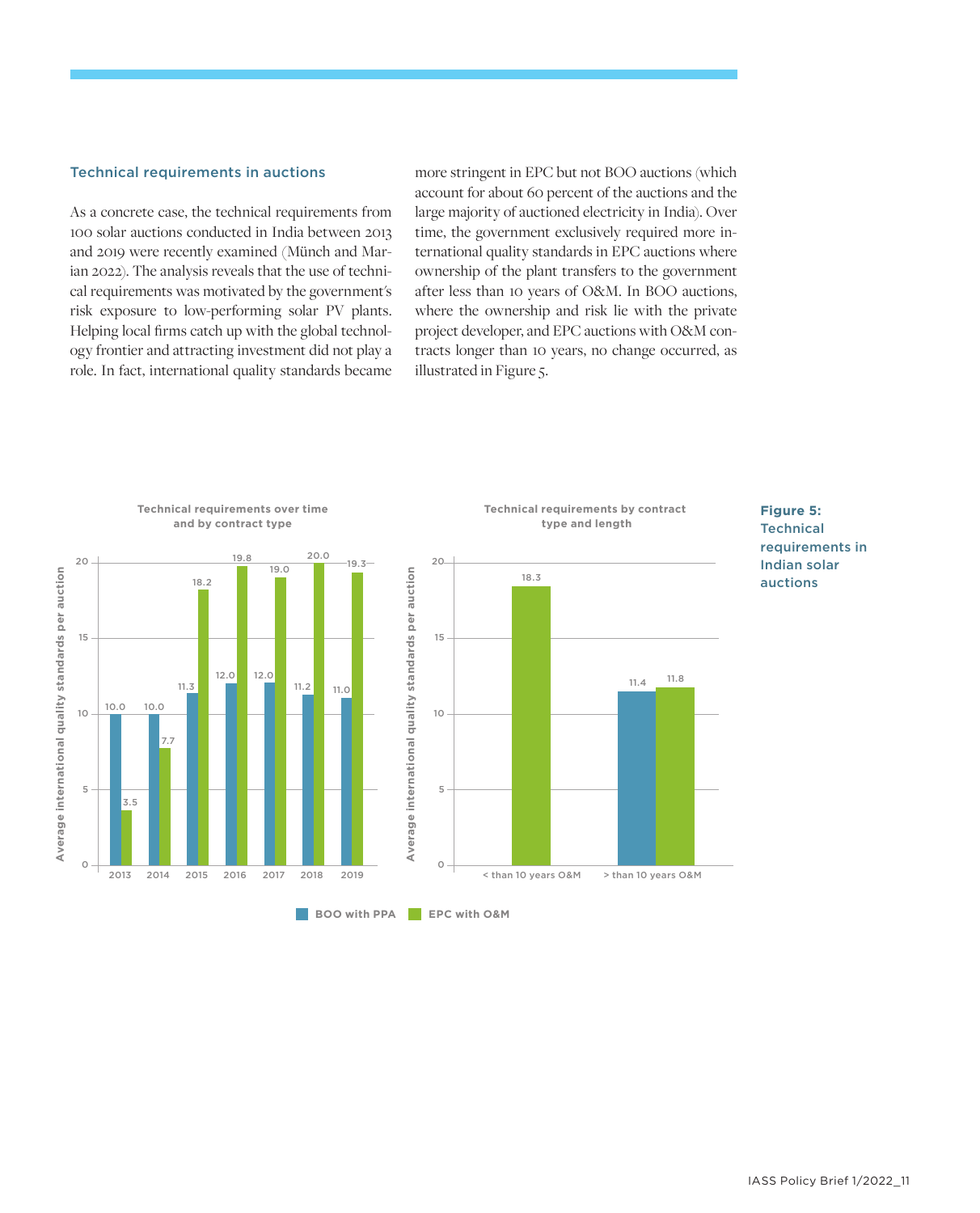### Technical requirements in auctions

As a concrete case, the technical requirements from 100 solar auctions conducted in India between 2013 and 2019 were recently examined (Münch and Marian 2022). The analysis reveals that the use of technical requirements was motivated by the government's risk exposure to low-performing solar PV plants. Helping local firms catch up with the global technology frontier and attracting investment did not play a role. In fact, international quality standards became more stringent in EPC but not BOO auctions (which account for about 60 percent of the auctions and the large majority of auctioned electricity in India). Over time, the government exclusively required more international quality standards in EPC auctions where ownership of the plant transfers to the government after less than 10 years of O&M. In BOO auctions, where the ownership and risk lie with the private project developer, and EPC auctions with O&M contracts longer than 10 years, no change occurred, as illustrated in Figure 5.

**Technical requirements over time and by contract type**

Average international quality standards per auction

| Year | BOO with PPA | EPC with O&M |
|---|---|---|
| 2013 | 10.0 | 3.5 |
| 2014 | 10.0 | 7.7 |
| 2015 | 11.3 | 18.2 |
| 2016 | 12.0 | 19.8 |
| 2017 | 12.0 | 19.0 |
| 2018 | 11.2 | 20.0 |
| 2019 | 11.0 | 19.3 |

**Technical requirements by contract type and length**

Average international quality standards per auction

| Contract length | BOO with PPA | EPC with O&M |
|---|---|---|
| < than 10 years O&M | | 18.3 |
| > than 10 years O&M | 11.4 | 11.8 |

**Figure 5: Technical requirements in Indian solar auctions**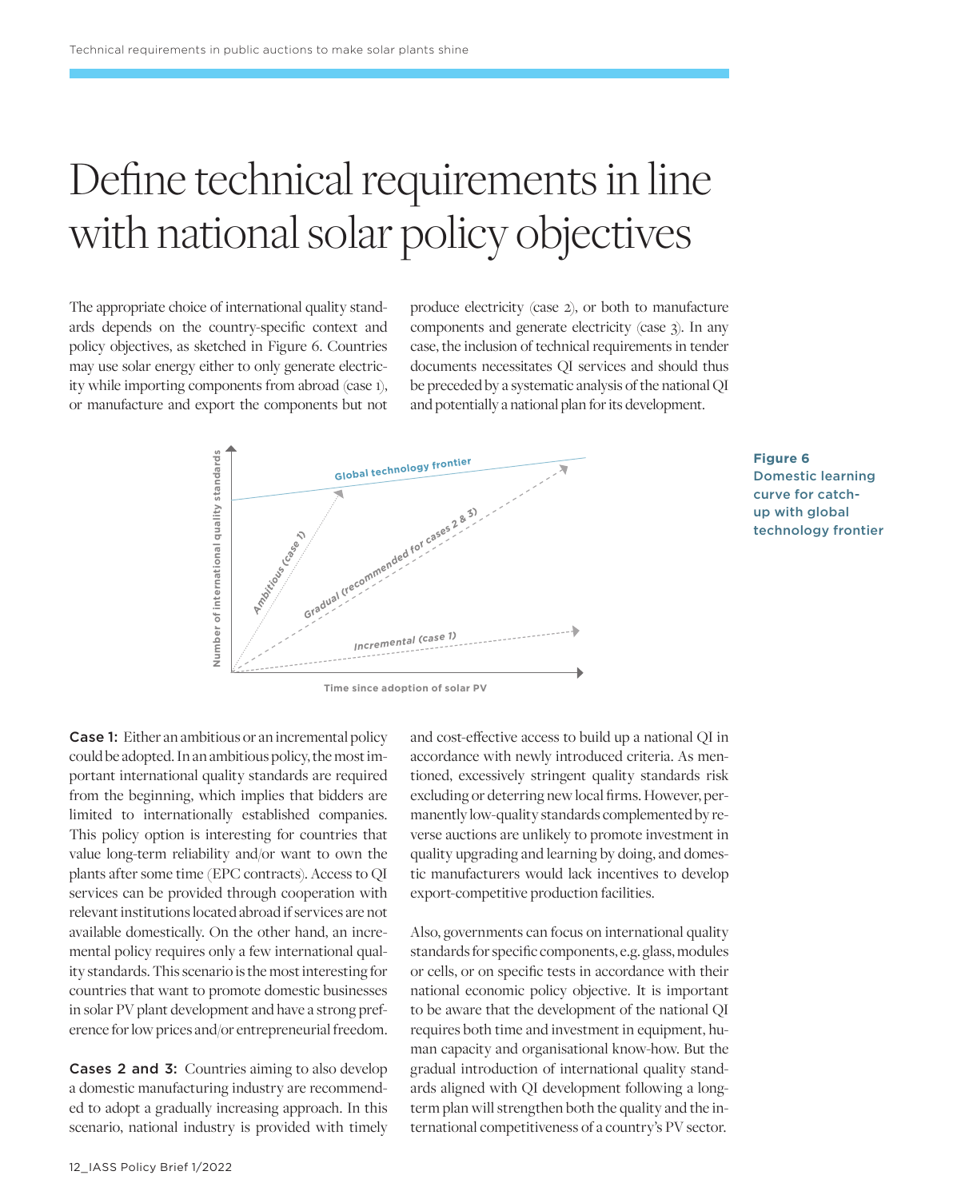# Define technical requirements in line with national solar policy objectives

The appropriate choice of international quality standards depends on the country-specific context and policy objectives, as sketched in Figure 6. Countries may use solar energy either to only generate electricity while importing components from abroad (case 1), or manufacture and export the components but not produce electricity (case 2), or both to manufacture components and generate electricity (case 3). In any case, the inclusion of technical requirements in tender documents necessitates QI services and should thus be preceded by a systematic analysis of the national QI and potentially a national plan for its development.

**Figure 6**
**Domestic learning curve for catch-up with global technology frontier**

**Case 1:** Either an ambitious or an incremental policy could be adopted. In an ambitious policy, the most important international quality standards are required from the beginning, which implies that bidders are limited to internationally established companies. This policy option is interesting for countries that value long-term reliability and/or want to own the plants after some time (EPC contracts). Access to QI services can be provided through cooperation with relevant institutions located abroad if services are not available domestically. On the other hand, an incremental policy requires only a few international quality standards. This scenario is the most interesting for countries that want to promote domestic businesses in solar PV plant development and have a strong preference for low prices and/or entrepreneurial freedom.

**Cases 2 and 3:** Countries aiming to also develop a domestic manufacturing industry are recommended to adopt a gradually increasing approach. In this scenario, national industry is provided with timely and cost-effective access to build up a national QI in accordance with newly introduced criteria. As mentioned, excessively stringent quality standards risk excluding or deterring new local firms. However, permanently low-quality standards complemented by reverse auctions are unlikely to promote investment in quality upgrading and learning by doing, and domestic manufacturers would lack incentives to develop export-competitive production facilities.

Also, governments can focus on international quality standards for specific components, e.g. glass, modules or cells, or on specific tests in accordance with their national economic policy objective. It is important to be aware that the development of the national QI requires both time and investment in equipment, human capacity and organisational know-how. But the gradual introduction of international quality standards aligned with QI development following a long-term plan will strengthen both the quality and the international competitiveness of a country's PV sector.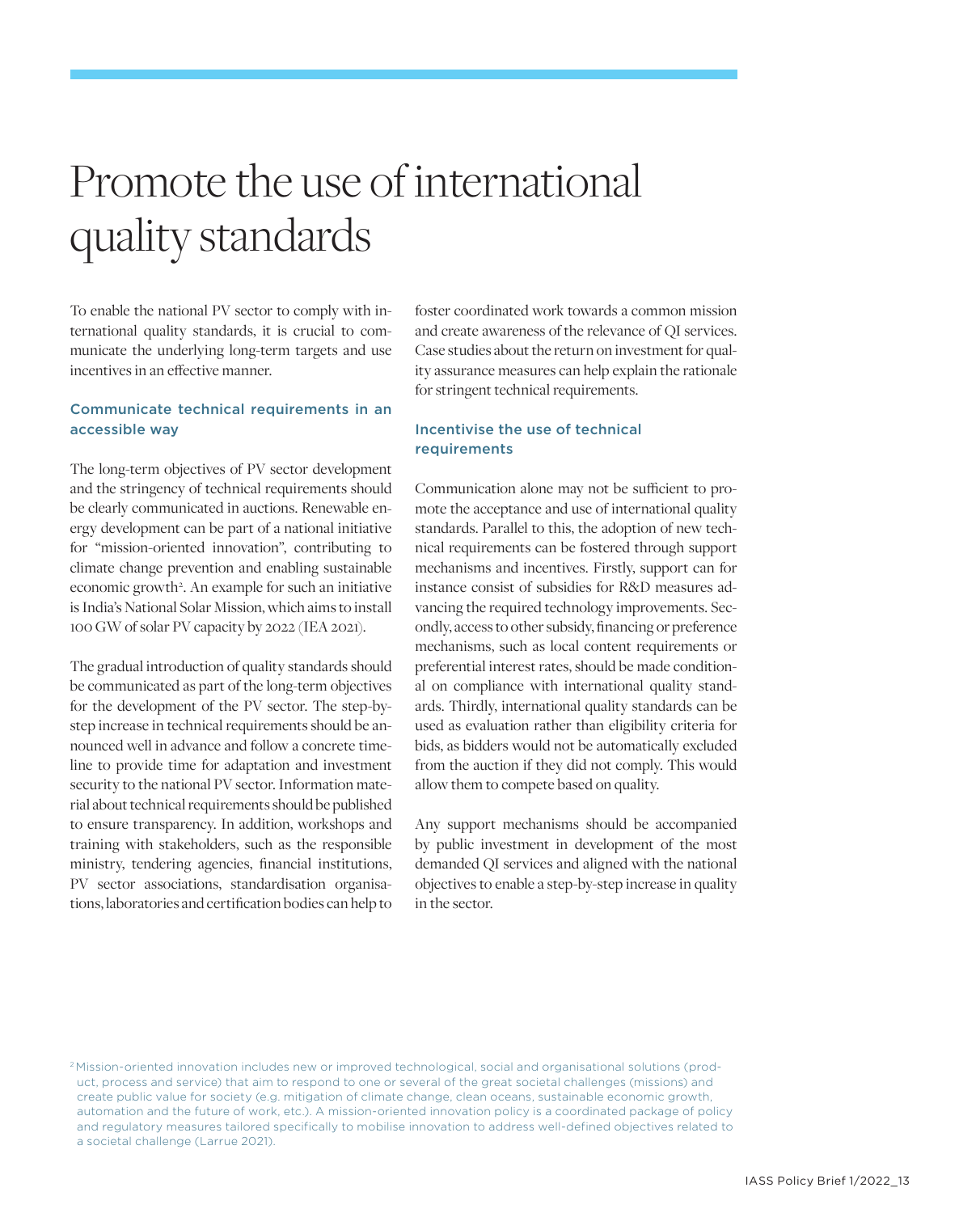# Promote the use of international quality standards

To enable the national PV sector to comply with international quality standards, it is crucial to communicate the underlying long-term targets and use incentives in an effective manner.

## Communicate technical requirements in an accessible way

The long-term objectives of PV sector development and the stringency of technical requirements should be clearly communicated in auctions. Renewable energy development can be part of a national initiative for "mission-oriented innovation", contributing to climate change prevention and enabling sustainable economic growth[2]. An example for such an initiative is India's National Solar Mission, which aims to install 100 GW of solar PV capacity by 2022 (IEA 2021).

The gradual introduction of quality standards should be communicated as part of the long-term objectives for the development of the PV sector. The step-by-step increase in technical requirements should be announced well in advance and follow a concrete timeline to provide time for adaptation and investment security to the national PV sector. Information material about technical requirements should be published to ensure transparency. In addition, workshops and training with stakeholders, such as the responsible ministry, tendering agencies, financial institutions, PV sector associations, standardisation organisations, laboratories and certification bodies can help to foster coordinated work towards a common mission and create awareness of the relevance of QI services. Case studies about the return on investment for quality assurance measures can help explain the rationale for stringent technical requirements.

## Incentivise the use of technical requirements

Communication alone may not be sufficient to promote the acceptance and use of international quality standards. Parallel to this, the adoption of new technical requirements can be fostered through support mechanisms and incentives. Firstly, support can for instance consist of subsidies for R&D measures advancing the required technology improvements. Secondly, access to other subsidy, financing or preference mechanisms, such as local content requirements or preferential interest rates, should be made conditional on compliance with international quality standards. Thirdly, international quality standards can be used as evaluation rather than eligibility criteria for bids, as bidders would not be automatically excluded from the auction if they did not comply. This would allow them to compete based on quality.

Any support mechanisms should be accompanied by public investment in development of the most demanded QI services and aligned with the national objectives to enable a step-by-step increase in quality in the sector.

[2] Mission-oriented innovation includes new or improved technological, social and organisational solutions (product, process and service) that aim to respond to one or several of the great societal challenges (missions) and create public value for society (e.g. mitigation of climate change, clean oceans, sustainable economic growth, automation and the future of work, etc.). A mission-oriented innovation policy is a coordinated package of policy and regulatory measures tailored specifically to mobilise innovation to address well-defined objectives related to a societal challenge (Larrue 2021).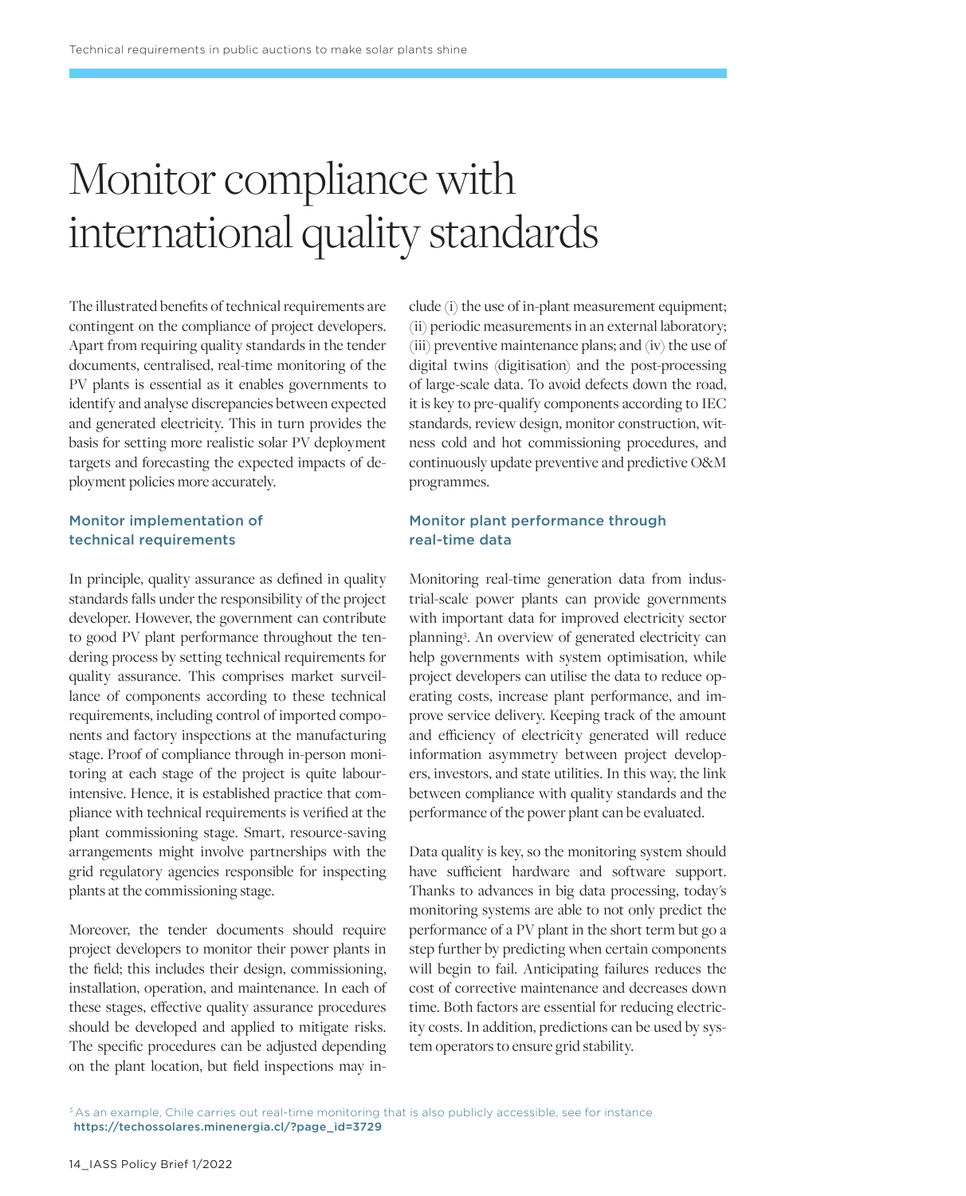# Monitor compliance with international quality standards

The illustrated benefits of technical requirements are contingent on the compliance of project developers. Apart from requiring quality standards in the tender documents, centralised, real-time monitoring of the PV plants is essential as it enables governments to identify and analyse discrepancies between expected and generated electricity. This in turn provides the basis for setting more realistic solar PV deployment targets and forecasting the expected impacts of deployment policies more accurately.

### Monitor implementation of technical requirements

In principle, quality assurance as defined in quality standards falls under the responsibility of the project developer. However, the government can contribute to good PV plant performance throughout the tendering process by setting technical requirements for quality assurance. This comprises market surveillance of components according to these technical requirements, including control of imported components and factory inspections at the manufacturing stage. Proof of compliance through in-person monitoring at each stage of the project is quite labour-intensive. Hence, it is established practice that compliance with technical requirements is verified at the plant commissioning stage. Smart, resource-saving arrangements might involve partnerships with the grid regulatory agencies responsible for inspecting plants at the commissioning stage.

Moreover, the tender documents should require project developers to monitor their power plants in the field; this includes their design, commissioning, installation, operation, and maintenance. In each of these stages, effective quality assurance procedures should be developed and applied to mitigate risks. The specific procedures can be adjusted depending on the plant location, but field inspections may include (i) the use of in-plant measurement equipment; (ii) periodic measurements in an external laboratory; (iii) preventive maintenance plans; and (iv) the use of digital twins (digitisation) and the post-processing of large-scale data. To avoid defects down the road, it is key to pre-qualify components according to IEC standards, review design, monitor construction, witness cold and hot commissioning procedures, and continuously update preventive and predictive O&M programmes.

### Monitor plant performance through real-time data

Monitoring real-time generation data from industrial-scale power plants can provide governments with important data for improved electricity sector planning[3]. An overview of generated electricity can help governments with system optimisation, while project developers can utilise the data to reduce operating costs, increase plant performance, and improve service delivery. Keeping track of the amount and efficiency of electricity generated will reduce information asymmetry between project developers, investors, and state utilities. In this way, the link between compliance with quality standards and the performance of the power plant can be evaluated.

Data quality is key, so the monitoring system should have sufficient hardware and software support. Thanks to advances in big data processing, today's monitoring systems are able to not only predict the performance of a PV plant in the short term but go a step further by predicting when certain components will begin to fail. Anticipating failures reduces the cost of corrective maintenance and decreases down time. Both factors are essential for reducing electricity costs. In addition, predictions can be used by system operators to ensure grid stability.

[3] As an example, Chile carries out real-time monitoring that is also publicly accessible, see for instance **https://techossolares.minenergia.cl/?page_id=3729**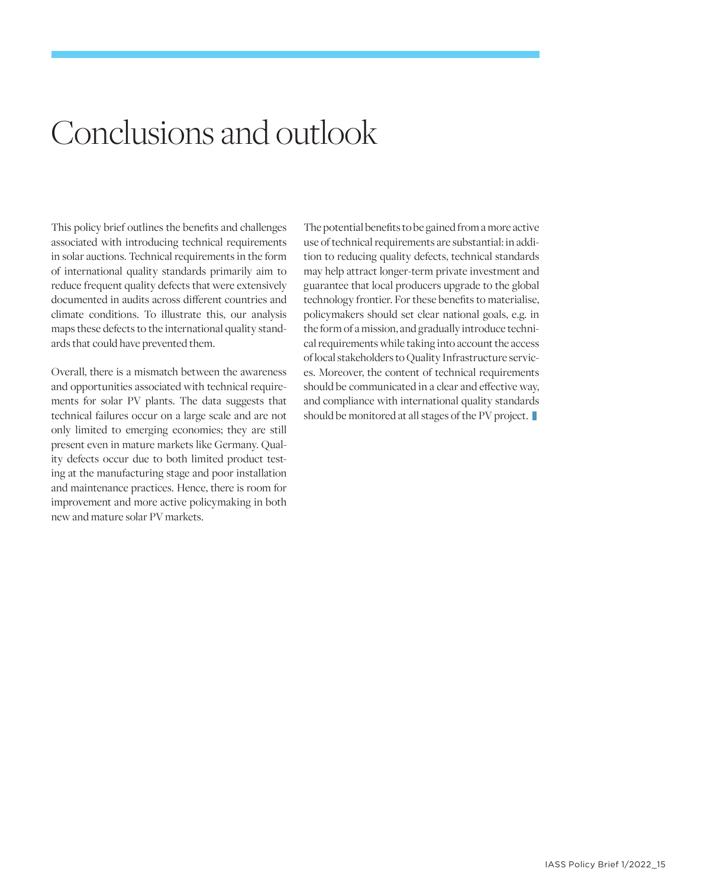# Conclusions and outlook

This policy brief outlines the benefits and challenges associated with introducing technical requirements in solar auctions. Technical requirements in the form of international quality standards primarily aim to reduce frequent quality defects that were extensively documented in audits across different countries and climate conditions. To illustrate this, our analysis maps these defects to the international quality standards that could have prevented them.

Overall, there is a mismatch between the awareness and opportunities associated with technical requirements for solar PV plants. The data suggests that technical failures occur on a large scale and are not only limited to emerging economies; they are still present even in mature markets like Germany. Quality defects occur due to both limited product testing at the manufacturing stage and poor installation and maintenance practices. Hence, there is room for improvement and more active policymaking in both new and mature solar PV markets.

The potential benefits to be gained from a more active use of technical requirements are substantial: in addition to reducing quality defects, technical standards may help attract longer-term private investment and guarantee that local producers upgrade to the global technology frontier. For these benefits to materialise, policymakers should set clear national goals, e.g. in the form of a mission, and gradually introduce technical requirements while taking into account the access of local stakeholders to Quality Infrastructure services. Moreover, the content of technical requirements should be communicated in a clear and effective way, and compliance with international quality standards should be monitored at all stages of the PV project.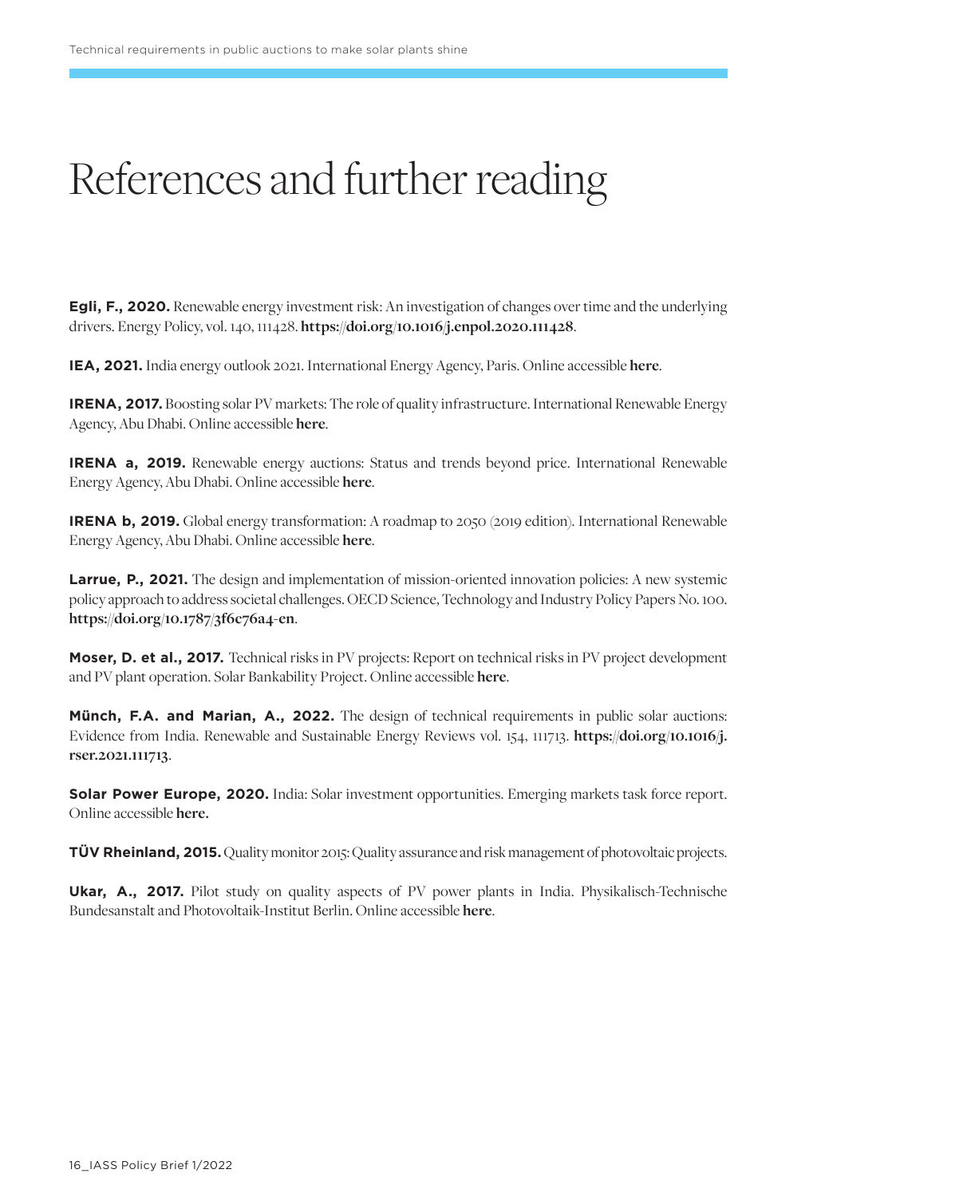# References and further reading

**Egli, F., 2020.** Renewable energy investment risk: An investigation of changes over time and the underlying drivers. Energy Policy, vol. 140, 111428. **https://doi.org/10.1016/j.enpol.2020.111428**.

**IEA, 2021.** India energy outlook 2021. International Energy Agency, Paris. Online accessible **here**.

**IRENA, 2017.** Boosting solar PV markets: The role of quality infrastructure. International Renewable Energy Agency, Abu Dhabi. Online accessible **here**.

**IRENA a, 2019.** Renewable energy auctions: Status and trends beyond price. International Renewable Energy Agency, Abu Dhabi. Online accessible **here**.

**IRENA b, 2019.** Global energy transformation: A roadmap to 2050 (2019 edition). International Renewable Energy Agency, Abu Dhabi. Online accessible **here**.

**Larrue, P., 2021.** The design and implementation of mission-oriented innovation policies: A new systemic policy approach to address societal challenges. OECD Science, Technology and Industry Policy Papers No. 100. **https://doi.org/10.1787/3f6c76a4-en**.

**Moser, D. et al., 2017.** Technical risks in PV projects: Report on technical risks in PV project development and PV plant operation. Solar Bankability Project. Online accessible **here**.

**Münch, F.A. and Marian, A., 2022.** The design of technical requirements in public solar auctions: Evidence from India. Renewable and Sustainable Energy Reviews vol. 154, 111713. **https://doi.org/10.1016/j.rser.2021.111713**.

**Solar Power Europe, 2020.** India: Solar investment opportunities. Emerging markets task force report. Online accessible **here.**

**TÜV Rheinland, 2015.** Quality monitor 2015: Quality assurance and risk management of photovoltaic projects.

**Ukar, A., 2017.** Pilot study on quality aspects of PV power plants in India. Physikalisch-Technische Bundesanstalt and Photovoltaik-Institut Berlin. Online accessible **here**.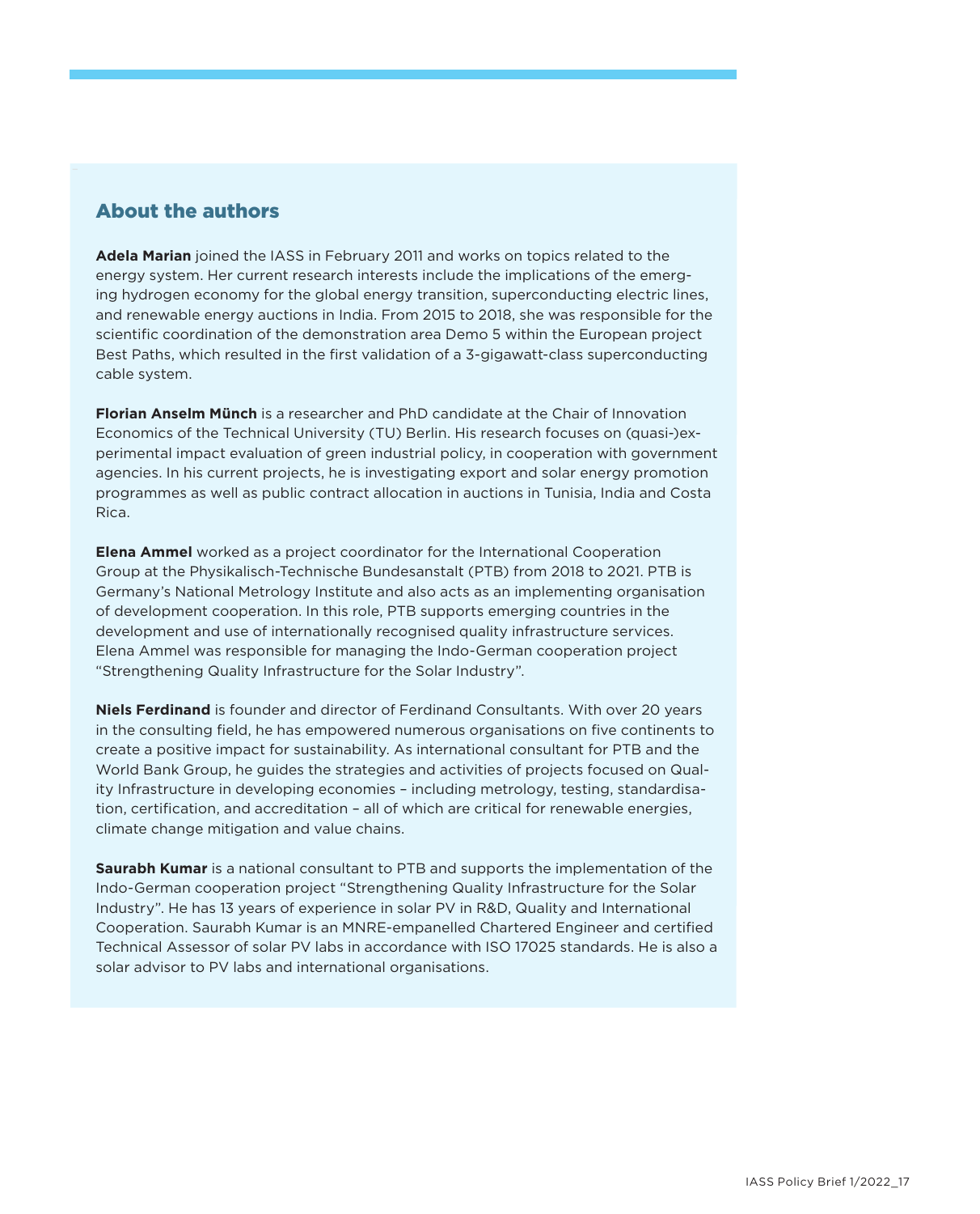## About the authors

**Adela Marian** joined the IASS in February 2011 and works on topics related to the energy system. Her current research interests include the implications of the emerging hydrogen economy for the global energy transition, superconducting electric lines, and renewable energy auctions in India. From 2015 to 2018, she was responsible for the scientific coordination of the demonstration area Demo 5 within the European project Best Paths, which resulted in the first validation of a 3-gigawatt-class superconducting cable system.

**Florian Anselm Münch** is a researcher and PhD candidate at the Chair of Innovation Economics of the Technical University (TU) Berlin. His research focuses on (quasi-)experimental impact evaluation of green industrial policy, in cooperation with government agencies. In his current projects, he is investigating export and solar energy promotion programmes as well as public contract allocation in auctions in Tunisia, India and Costa Rica.

**Elena Ammel** worked as a project coordinator for the International Cooperation Group at the Physikalisch-Technische Bundesanstalt (PTB) from 2018 to 2021. PTB is Germany's National Metrology Institute and also acts as an implementing organisation of development cooperation. In this role, PTB supports emerging countries in the development and use of internationally recognised quality infrastructure services. Elena Ammel was responsible for managing the Indo-German cooperation project "Strengthening Quality Infrastructure for the Solar Industry".

**Niels Ferdinand** is founder and director of Ferdinand Consultants. With over 20 years in the consulting field, he has empowered numerous organisations on five continents to create a positive impact for sustainability. As international consultant for PTB and the World Bank Group, he guides the strategies and activities of projects focused on Quality Infrastructure in developing economies – including metrology, testing, standardisation, certification, and accreditation – all of which are critical for renewable energies, climate change mitigation and value chains.

**Saurabh Kumar** is a national consultant to PTB and supports the implementation of the Indo-German cooperation project "Strengthening Quality Infrastructure for the Solar Industry". He has 13 years of experience in solar PV in R&D, Quality and International Cooperation. Saurabh Kumar is an MNRE-empanelled Chartered Engineer and certified Technical Assessor of solar PV labs in accordance with ISO 17025 standards. He is also a solar advisor to PV labs and international organisations.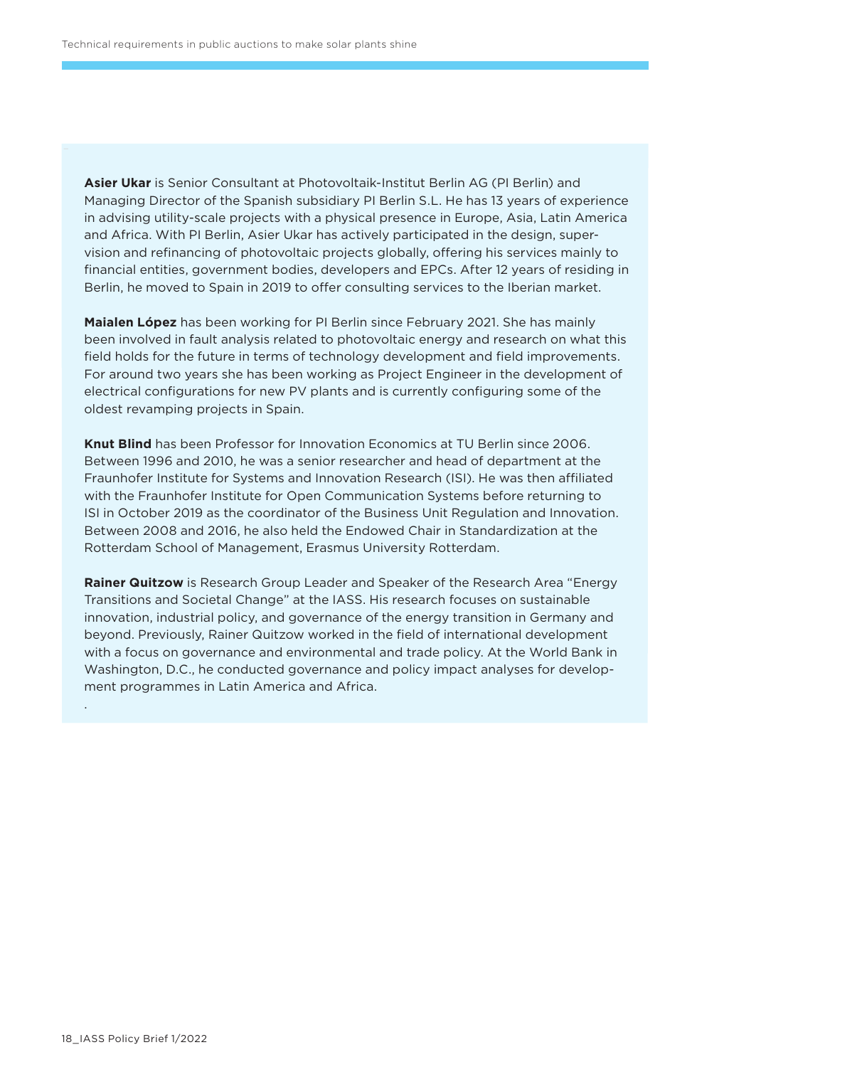**Asier Ukar** is Senior Consultant at Photovoltaik-Institut Berlin AG (PI Berlin) and Managing Director of the Spanish subsidiary PI Berlin S.L. He has 13 years of experience in advising utility-scale projects with a physical presence in Europe, Asia, Latin America and Africa. With PI Berlin, Asier Ukar has actively participated in the design, supervision and refinancing of photovoltaic projects globally, offering his services mainly to financial entities, government bodies, developers and EPCs. After 12 years of residing in Berlin, he moved to Spain in 2019 to offer consulting services to the Iberian market.

**Maialen López** has been working for PI Berlin since February 2021. She has mainly been involved in fault analysis related to photovoltaic energy and research on what this field holds for the future in terms of technology development and field improvements. For around two years she has been working as Project Engineer in the development of electrical configurations for new PV plants and is currently configuring some of the oldest revamping projects in Spain.

**Knut Blind** has been Professor for Innovation Economics at TU Berlin since 2006. Between 1996 and 2010, he was a senior researcher and head of department at the Fraunhofer Institute for Systems and Innovation Research (ISI). He was then affiliated with the Fraunhofer Institute for Open Communication Systems before returning to ISI in October 2019 as the coordinator of the Business Unit Regulation and Innovation. Between 2008 and 2016, he also held the Endowed Chair in Standardization at the Rotterdam School of Management, Erasmus University Rotterdam.

**Rainer Quitzow** is Research Group Leader and Speaker of the Research Area "Energy Transitions and Societal Change" at the IASS. His research focuses on sustainable innovation, industrial policy, and governance of the energy transition in Germany and beyond. Previously, Rainer Quitzow worked in the field of international development with a focus on governance and environmental and trade policy. At the World Bank in Washington, D.C., he conducted governance and policy impact analyses for development programmes in Latin America and Africa.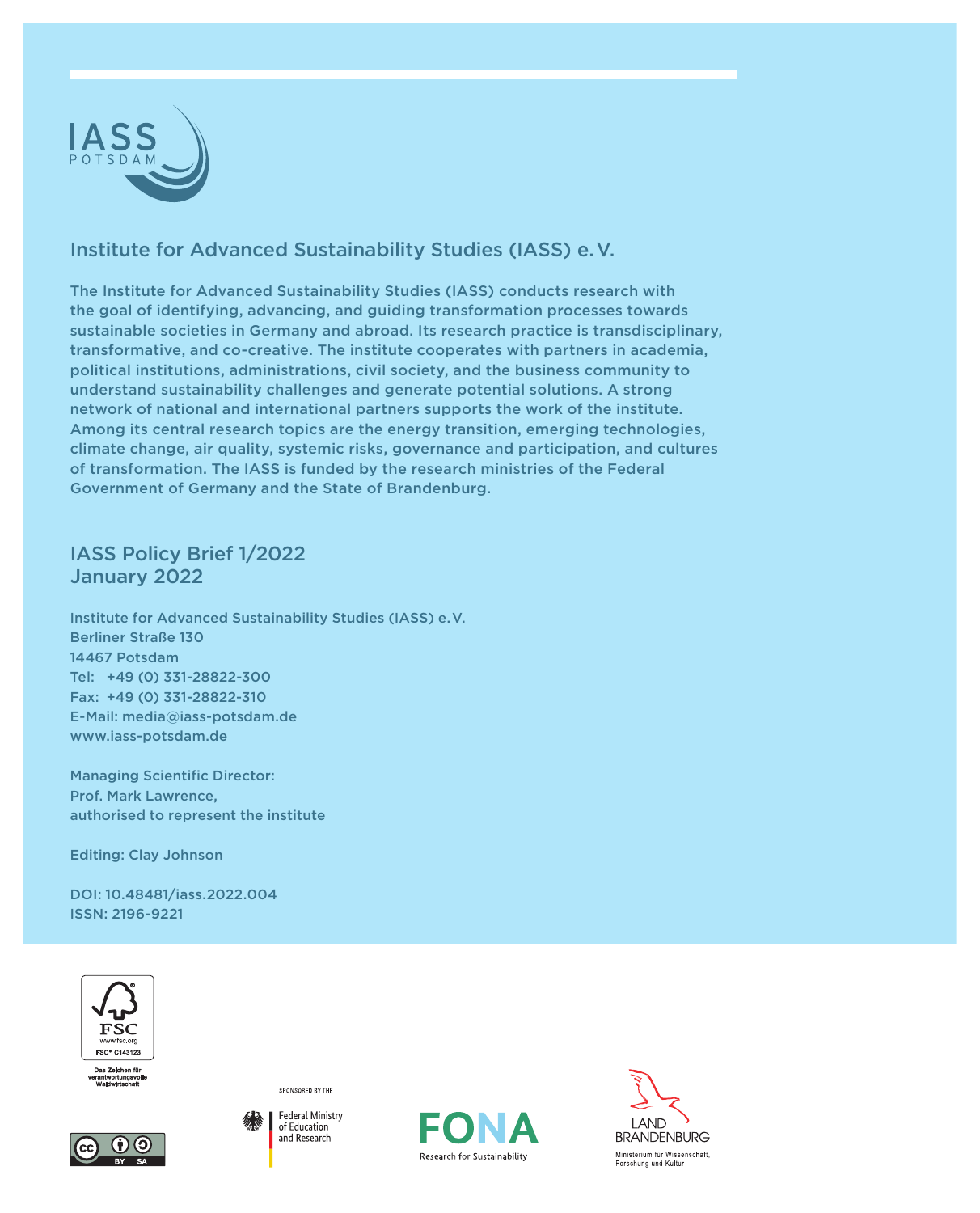## Institute for Advanced Sustainability Studies (IASS) e. V.

The Institute for Advanced Sustainability Studies (IASS) conducts research with the goal of identifying, advancing, and guiding transformation processes towards sustainable societies in Germany and abroad. Its research practice is transdisciplinary, transformative, and co-creative. The institute cooperates with partners in academia, political institutions, administrations, civil society, and the business community to understand sustainability challenges and generate potential solutions. A strong network of national and international partners supports the work of the institute. Among its central research topics are the energy transition, emerging technologies, climate change, air quality, systemic risks, governance and participation, and cultures of transformation. The IASS is funded by the research ministries of the Federal Government of Germany and the State of Brandenburg.

## IASS Policy Brief 1/2022
## January 2022

Institute for Advanced Sustainability Studies (IASS) e. V.
Berliner Straße 130
14467 Potsdam
Tel: +49 (0) 331-28822-300
Fax: +49 (0) 331-28822-310
E-Mail: media@iass-potsdam.de
www.iass-potsdam.de

Managing Scientific Director:
Prof. Mark Lawrence,
authorised to represent the institute

Editing: Clay Johnson

DOI: 10.48481/iass.2022.004
ISSN: 2196-9221

FSC
www.fsc.org
FSC® C143123
Das Zeichen für verantwortungsvolle Waldwirtschaft

SPONSORED BY THE
Federal Ministry of Education and Research

FONA
Research for Sustainability

LAND BRANDENBURG
Ministerium für Wissenschaft, Forschung und Kultur